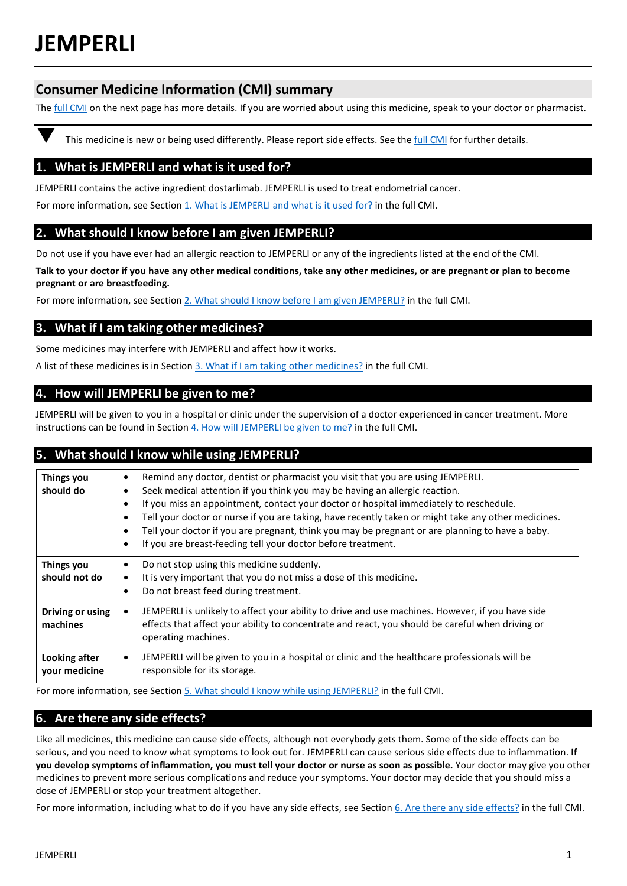# JEMPERLI

## Consumer Medicine Information (CMI) summary

The full CMI on the next page has more details. If you are worried about using this medicine, speak to your doctor or pharmacist.

▼ This medicine is new or being used differently. Please report side effects. See the full CMI for further details.

## 1. What is JEMPERLI and what is it used for?

JEMPERLI contains the active ingredient dostarlimab. JEMPERLI is used to treat endometrial cancer.

For more information, see Section 1. What is JEMPERLI and what is it used for? in the full CMI.

## 2. What should I know before I am given JEMPERLI?

Do not use if you have ever had an allergic reaction to JEMPERLI or any of the ingredients listed at the end of the CMI.

**Talk to your doctor if you have any other medical conditions, take any other medicines, or are pregnant or plan to become pregnant or are breastfeeding.**

For more information, see Section 2. What should I know before I am given JEMPERLI? in the full CMI.

## 3. What if I am taking other medicines?

Some medicines may interfere with JEMPERLI and affect how it works.

A list of these medicines is in Section 3. What if I am taking other medicines? in the full CMI.

## 4. How will JEMPERLI be given to me?

JEMPERLI will be given to you in a hospital or clinic under the supervision of a doctor experienced in cancer treatment. More instructions can be found in Section 4. How will JEMPERLI be given to me? in the full CMI.

## 5. What should I know while using JEMPERLI?

| | |
|---|---|
| **Things you should do** | • Remind any doctor, dentist or pharmacist you visit that you are using JEMPERLI.<br>• Seek medical attention if you think you may be having an allergic reaction.<br>• If you miss an appointment, contact your doctor or hospital immediately to reschedule.<br>• Tell your doctor or nurse if you are taking, have recently taken or might take any other medicines.<br>• Tell your doctor if you are pregnant, think you may be pregnant or are planning to have a baby.<br>• If you are breast-feeding tell your doctor before treatment. |
| **Things you should not do** | • Do not stop using this medicine suddenly.<br>• It is very important that you do not miss a dose of this medicine.<br>• Do not breast feed during treatment. |
| **Driving or using machines** | • JEMPERLI is unlikely to affect your ability to drive and use machines. However, if you have side effects that affect your ability to concentrate and react, you should be careful when driving or operating machines. |
| **Looking after your medicine** | • JEMPERLI will be given to you in a hospital or clinic and the healthcare professionals will be responsible for its storage. |

For more information, see Section 5. What should I know while using JEMPERLI? in the full CMI.

## 6. Are there any side effects?

Like all medicines, this medicine can cause side effects, although not everybody gets them. Some of the side effects can be serious, and you need to know what symptoms to look out for. JEMPERLI can cause serious side effects due to inflammation. **If you develop symptoms of inflammation, you must tell your doctor or nurse as soon as possible.** Your doctor may give you other medicines to prevent more serious complications and reduce your symptoms. Your doctor may decide that you should miss a dose of JEMPERLI or stop your treatment altogether.

For more information, including what to do if you have any side effects, see Section 6. Are there any side effects? in the full CMI.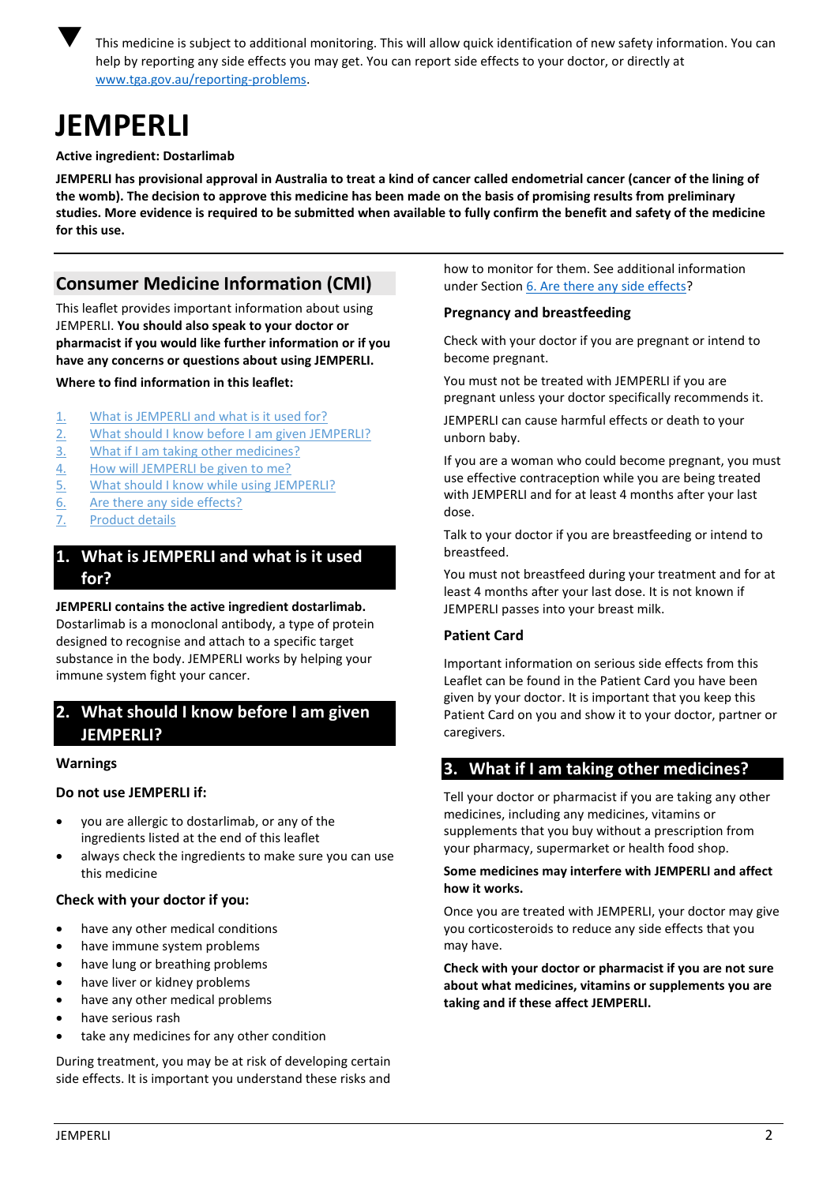▼ This medicine is subject to additional monitoring. This will allow quick identification of new safety information. You can help by reporting any side effects you may get. You can report side effects to your doctor, or directly at [www.tga.gov.au/reporting-problems](www.tga.gov.au/reporting-problems).

# JEMPERLI

**Active ingredient: Dostarlimab**

**JEMPERLI has provisional approval in Australia to treat a kind of cancer called endometrial cancer (cancer of the lining of the womb). The decision to approve this medicine has been made on the basis of promising results from preliminary studies. More evidence is required to be submitted when available to fully confirm the benefit and safety of the medicine for this use.**

## Consumer Medicine Information (CMI)

This leaflet provides important information about using JEMPERLI. **You should also speak to your doctor or pharmacist if you would like further information or if you have any concerns or questions about using JEMPERLI.**

**Where to find information in this leaflet:**

1. What is JEMPERLI and what is it used for?
2. What should I know before I am given JEMPERLI?
3. What if I am taking other medicines?
4. How will JEMPERLI be given to me?
5. What should I know while using JEMPERLI?
6. Are there any side effects?
7. Product details

## 1. What is JEMPERLI and what is it used for?

**JEMPERLI contains the active ingredient dostarlimab.** Dostarlimab is a monoclonal antibody, a type of protein designed to recognise and attach to a specific target substance in the body. JEMPERLI works by helping your immune system fight your cancer.

## 2. What should I know before I am given JEMPERLI?

### Warnings

### Do not use JEMPERLI if:

- you are allergic to dostarlimab, or any of the ingredients listed at the end of this leaflet
- always check the ingredients to make sure you can use this medicine

### Check with your doctor if you:

- have any other medical conditions
- have immune system problems
- have lung or breathing problems
- have liver or kidney problems
- have any other medical problems
- have serious rash
- take any medicines for any other condition

During treatment, you may be at risk of developing certain side effects. It is important you understand these risks and how to monitor for them. See additional information under Section 6. Are there any side effects?

### Pregnancy and breastfeeding

Check with your doctor if you are pregnant or intend to become pregnant.

You must not be treated with JEMPERLI if you are pregnant unless your doctor specifically recommends it.

JEMPERLI can cause harmful effects or death to your unborn baby.

If you are a woman who could become pregnant, you must use effective contraception while you are being treated with JEMPERLI and for at least 4 months after your last dose.

Talk to your doctor if you are breastfeeding or intend to breastfeed.

You must not breastfeed during your treatment and for at least 4 months after your last dose. It is not known if JEMPERLI passes into your breast milk.

### Patient Card

Important information on serious side effects from this Leaflet can be found in the Patient Card you have been given by your doctor. It is important that you keep this Patient Card on you and show it to your doctor, partner or caregivers.

## 3. What if I am taking other medicines?

Tell your doctor or pharmacist if you are taking any other medicines, including any medicines, vitamins or supplements that you buy without a prescription from your pharmacy, supermarket or health food shop.

**Some medicines may interfere with JEMPERLI and affect how it works.**

Once you are treated with JEMPERLI, your doctor may give you corticosteroids to reduce any side effects that you may have.

**Check with your doctor or pharmacist if you are not sure about what medicines, vitamins or supplements you are taking and if these affect JEMPERLI.**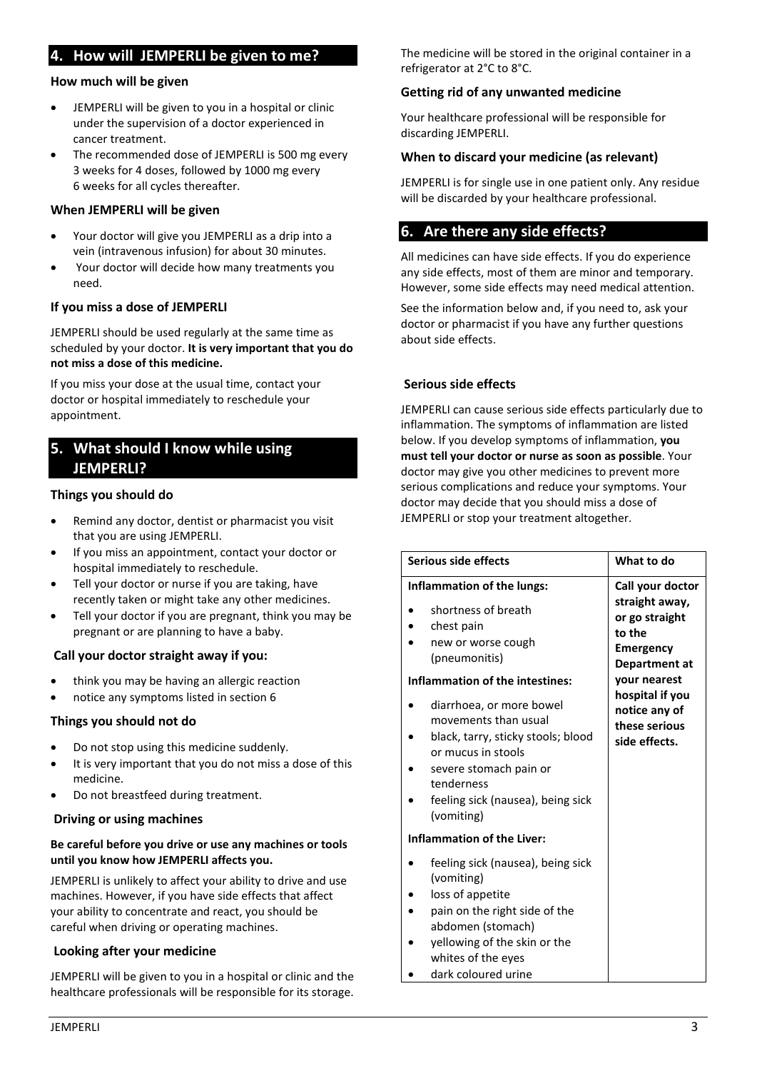## 4. How will JEMPERLI be given to me?

### How much will be given

- JEMPERLI will be given to you in a hospital or clinic under the supervision of a doctor experienced in cancer treatment.
- The recommended dose of JEMPERLI is 500 mg every 3 weeks for 4 doses, followed by 1000 mg every 6 weeks for all cycles thereafter.

### When JEMPERLI will be given

- Your doctor will give you JEMPERLI as a drip into a vein (intravenous infusion) for about 30 minutes.
- Your doctor will decide how many treatments you need.

### If you miss a dose of JEMPERLI

JEMPERLI should be used regularly at the same time as scheduled by your doctor. **It is very important that you do not miss a dose of this medicine.**

If you miss your dose at the usual time, contact your doctor or hospital immediately to reschedule your appointment.

## 5. What should I know while using JEMPERLI?

### Things you should do

- Remind any doctor, dentist or pharmacist you visit that you are using JEMPERLI.
- If you miss an appointment, contact your doctor or hospital immediately to reschedule.
- Tell your doctor or nurse if you are taking, have recently taken or might take any other medicines.
- Tell your doctor if you are pregnant, think you may be pregnant or are planning to have a baby.

### Call your doctor straight away if you:

- think you may be having an allergic reaction
- notice any symptoms listed in section 6

### Things you should not do

- Do not stop using this medicine suddenly.
- It is very important that you do not miss a dose of this medicine.
- Do not breastfeed during treatment.

### Driving or using machines

**Be careful before you drive or use any machines or tools until you know how JEMPERLI affects you.**

JEMPERLI is unlikely to affect your ability to drive and use machines. However, if you have side effects that affect your ability to concentrate and react, you should be careful when driving or operating machines.

### Looking after your medicine

JEMPERLI will be given to you in a hospital or clinic and the healthcare professionals will be responsible for its storage.

The medicine will be stored in the original container in a refrigerator at 2°C to 8°C.

### Getting rid of any unwanted medicine

Your healthcare professional will be responsible for discarding JEMPERLI.

### When to discard your medicine (as relevant)

JEMPERLI is for single use in one patient only. Any residue will be discarded by your healthcare professional.

## 6. Are there any side effects?

All medicines can have side effects. If you do experience any side effects, most of them are minor and temporary. However, some side effects may need medical attention.

See the information below and, if you need to, ask your doctor or pharmacist if you have any further questions about side effects.

### Serious side effects

JEMPERLI can cause serious side effects particularly due to inflammation. The symptoms of inflammation are listed below. If you develop symptoms of inflammation, **you must tell your doctor or nurse as soon as possible**. Your doctor may give you other medicines to prevent more serious complications and reduce your symptoms. Your doctor may decide that you should miss a dose of JEMPERLI or stop your treatment altogether.

| Serious side effects | What to do |
|---|---|
| **Inflammation of the lungs:**<br>• shortness of breath<br>• chest pain<br>• new or worse cough (pneumonitis)<br>**Inflammation of the intestines:**<br>• diarrhoea, or more bowel movements than usual<br>• black, tarry, sticky stools; blood or mucus in stools<br>• severe stomach pain or tenderness<br>• feeling sick (nausea), being sick (vomiting)<br>**Inflammation of the Liver:**<br>• feeling sick (nausea), being sick (vomiting)<br>• loss of appetite<br>• pain on the right side of the abdomen (stomach)<br>• yellowing of the skin or the whites of the eyes<br>• dark coloured urine | **Call your doctor straight away, or go straight to the Emergency Department at your nearest hospital if you notice any of these serious side effects.** |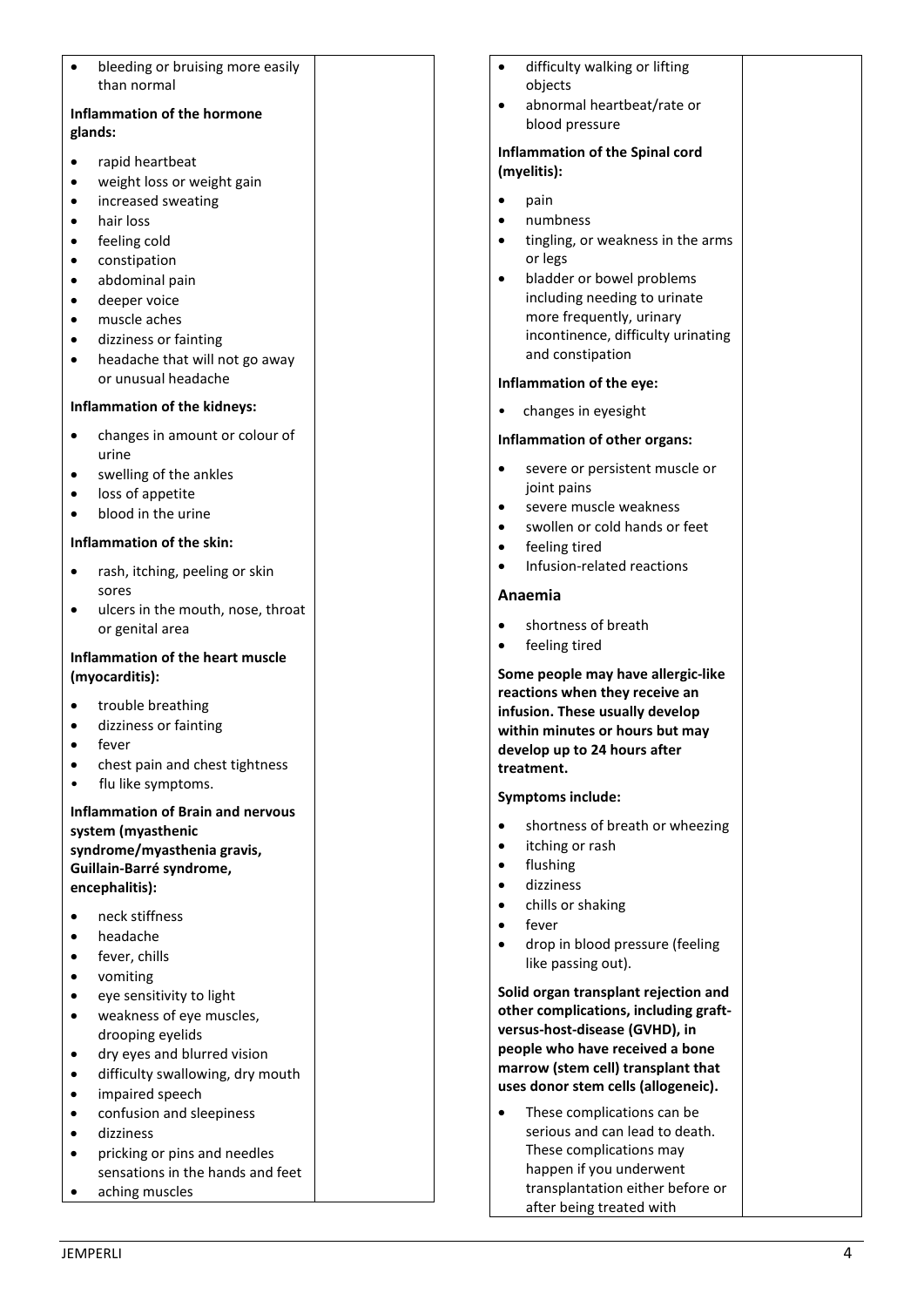- bleeding or bruising more easily than normal

**Inflammation of the hormone glands:**

- rapid heartbeat
- weight loss or weight gain
- increased sweating
- hair loss
- feeling cold
- constipation
- abdominal pain
- deeper voice
- muscle aches
- dizziness or fainting
- headache that will not go away or unusual headache

**Inflammation of the kidneys:**

- changes in amount or colour of urine
- swelling of the ankles
- loss of appetite
- blood in the urine

**Inflammation of the skin:**

- rash, itching, peeling or skin sores
- ulcers in the mouth, nose, throat or genital area

**Inflammation of the heart muscle (myocarditis):**

- trouble breathing
- dizziness or fainting
- fever
- chest pain and chest tightness
- flu like symptoms.

**Inflammation of Brain and nervous system (myasthenic syndrome/myasthenia gravis, Guillain-Barré syndrome, encephalitis):**

- neck stiffness
- headache
- fever, chills
- vomiting
- eye sensitivity to light
- weakness of eye muscles, drooping eyelids
- dry eyes and blurred vision
- difficulty swallowing, dry mouth
- impaired speech
- confusion and sleepiness
- dizziness
- pricking or pins and needles sensations in the hands and feet
- aching muscles
- difficulty walking or lifting objects
- abnormal heartbeat/rate or blood pressure

**Inflammation of the Spinal cord (myelitis):**

- pain
- numbness
- tingling, or weakness in the arms or legs
- bladder or bowel problems including needing to urinate more frequently, urinary incontinence, difficulty urinating and constipation

**Inflammation of the eye:**

- changes in eyesight

**Inflammation of other organs:**

- severe or persistent muscle or joint pains
- severe muscle weakness
- swollen or cold hands or feet
- feeling tired
- Infusion-related reactions

**Anaemia**

- shortness of breath
- feeling tired

**Some people may have allergic-like reactions when they receive an infusion. These usually develop within minutes or hours but may develop up to 24 hours after treatment.**

**Symptoms include:**

- shortness of breath or wheezing
- itching or rash
- flushing
- dizziness
- chills or shaking
- fever
- drop in blood pressure (feeling like passing out).

**Solid organ transplant rejection and other complications, including graft-versus-host-disease (GVHD), in people who have received a bone marrow (stem cell) transplant that uses donor stem cells (allogeneic).**

- These complications can be serious and can lead to death. These complications may happen if you underwent transplantation either before or after being treated with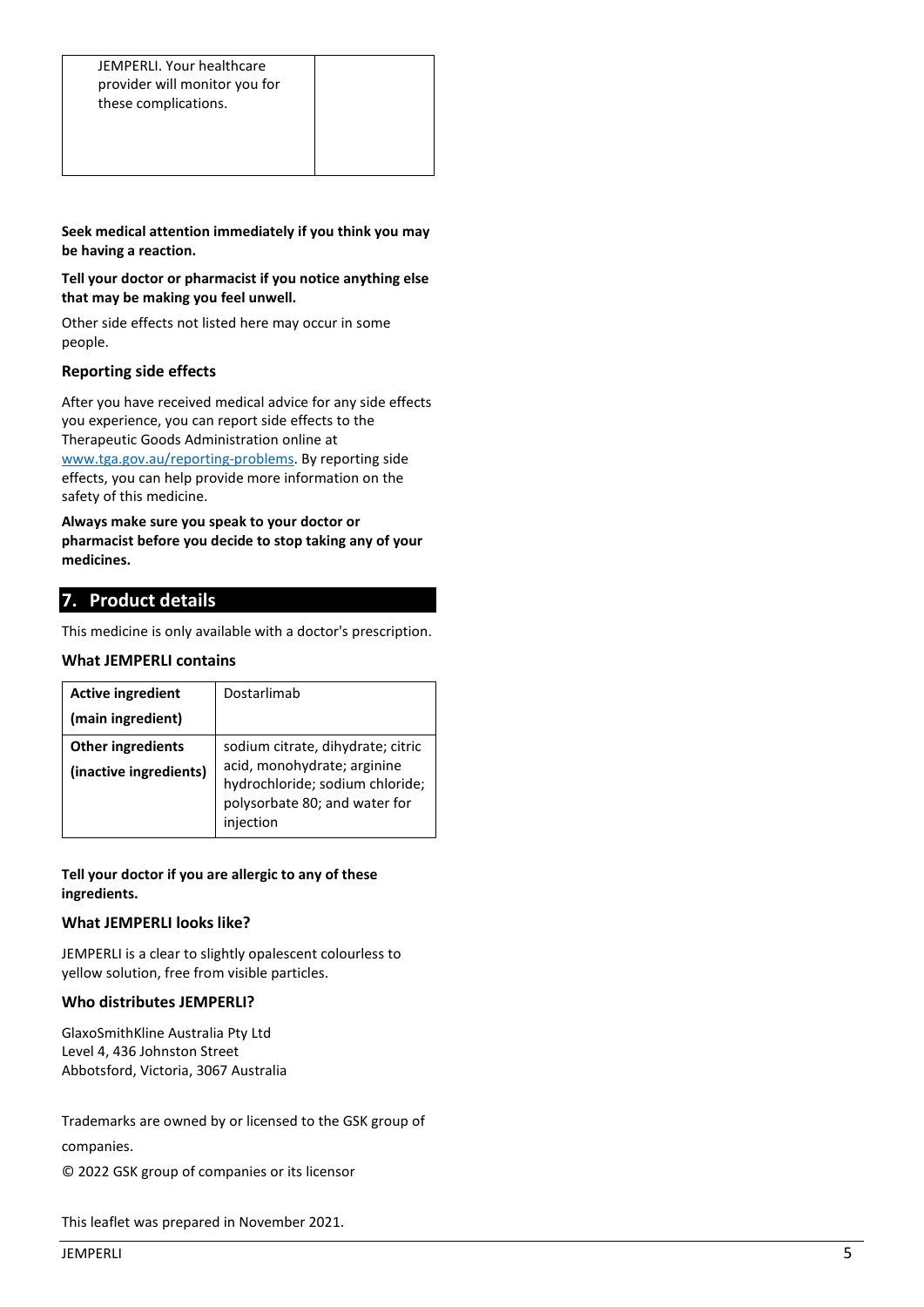| | |
|---|---|
| JEMPERLI. Your healthcare provider will monitor you for these complications. | |

**Seek medical attention immediately if you think you may be having a reaction.**

**Tell your doctor or pharmacist if you notice anything else that may be making you feel unwell.**

Other side effects not listed here may occur in some people.

### Reporting side effects

After you have received medical advice for any side effects you experience, you can report side effects to the Therapeutic Goods Administration online at www.tga.gov.au/reporting-problems. By reporting side effects, you can help provide more information on the safety of this medicine.

**Always make sure you speak to your doctor or pharmacist before you decide to stop taking any of your medicines.**

## 7. Product details

This medicine is only available with a doctor's prescription.

### What JEMPERLI contains

| | |
|---|---|
| **Active ingredient (main ingredient)** | Dostarlimab |
| **Other ingredients (inactive ingredients)** | sodium citrate, dihydrate; citric acid, monohydrate; arginine hydrochloride; sodium chloride; polysorbate 80; and water for injection |

**Tell your doctor if you are allergic to any of these ingredients.**

### What JEMPERLI looks like?

JEMPERLI is a clear to slightly opalescent colourless to yellow solution, free from visible particles.

### Who distributes JEMPERLI?

GlaxoSmithKline Australia Pty Ltd
Level 4, 436 Johnston Street
Abbotsford, Victoria, 3067 Australia

Trademarks are owned by or licensed to the GSK group of companies.

© 2022 GSK group of companies or its licensor

This leaflet was prepared in November 2021.